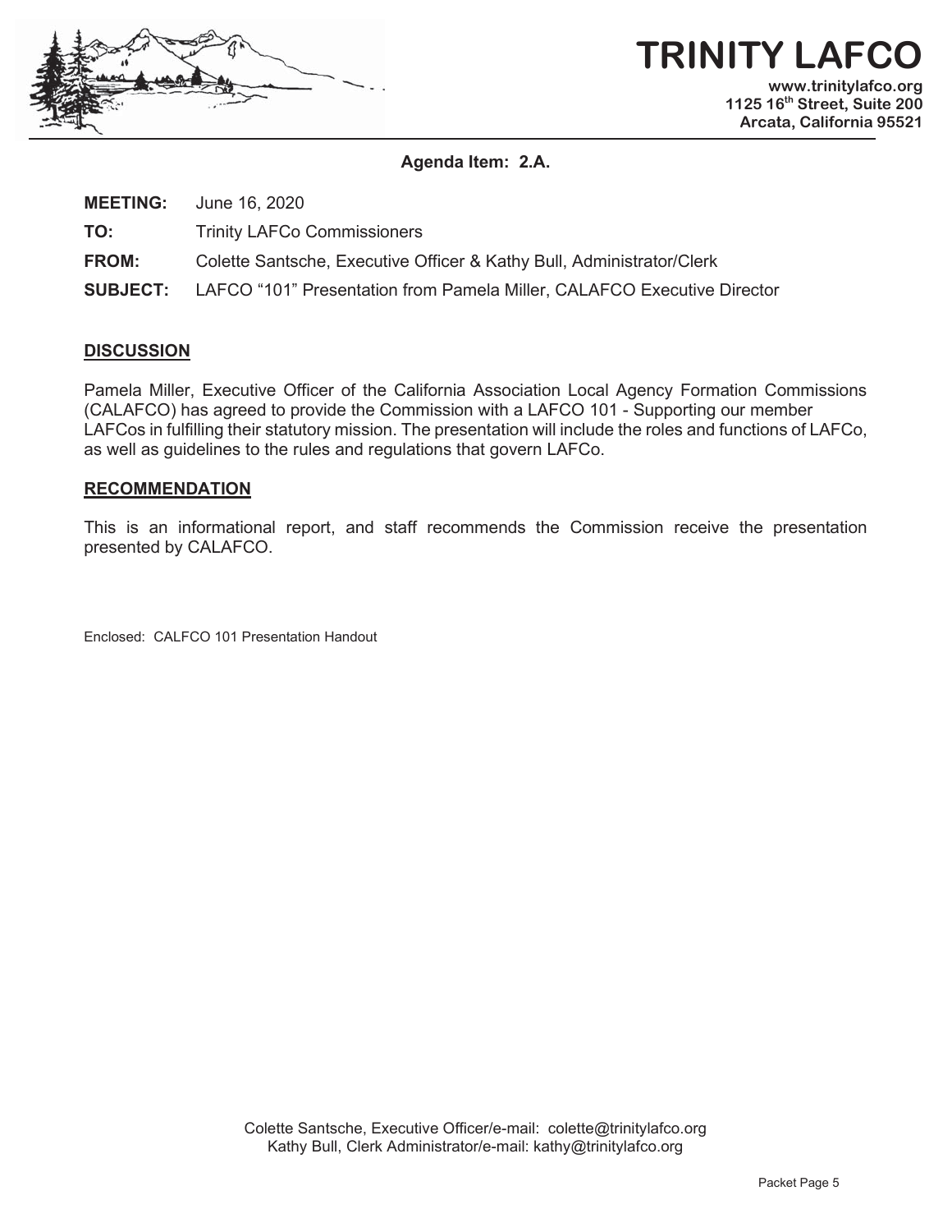# TRINITY LAFCO

www.trinitylafco.org
1125 16th Street, Suite 200
Arcata, California 95521

**Agenda Item: 2.A.**

**MEETING:** June 16, 2020

**TO:** Trinity LAFCo Commissioners

**FROM:** Colette Santsche, Executive Officer & Kathy Bull, Administrator/Clerk

**SUBJECT:** LAFCO "101" Presentation from Pamela Miller, CALAFCO Executive Director

## DISCUSSION

Pamela Miller, Executive Officer of the California Association Local Agency Formation Commissions (CALAFCO) has agreed to provide the Commission with a LAFCO 101 - Supporting our member LAFCos in fulfilling their statutory mission. The presentation will include the roles and functions of LAFCo, as well as guidelines to the rules and regulations that govern LAFCo.

## RECOMMENDATION

This is an informational report, and staff recommends the Commission receive the presentation presented by CALAFCO.

Enclosed: CALFCO 101 Presentation Handout

Colette Santsche, Executive Officer/e-mail: colette@trinitylafco.org
Kathy Bull, Clerk Administrator/e-mail: kathy@trinitylafco.org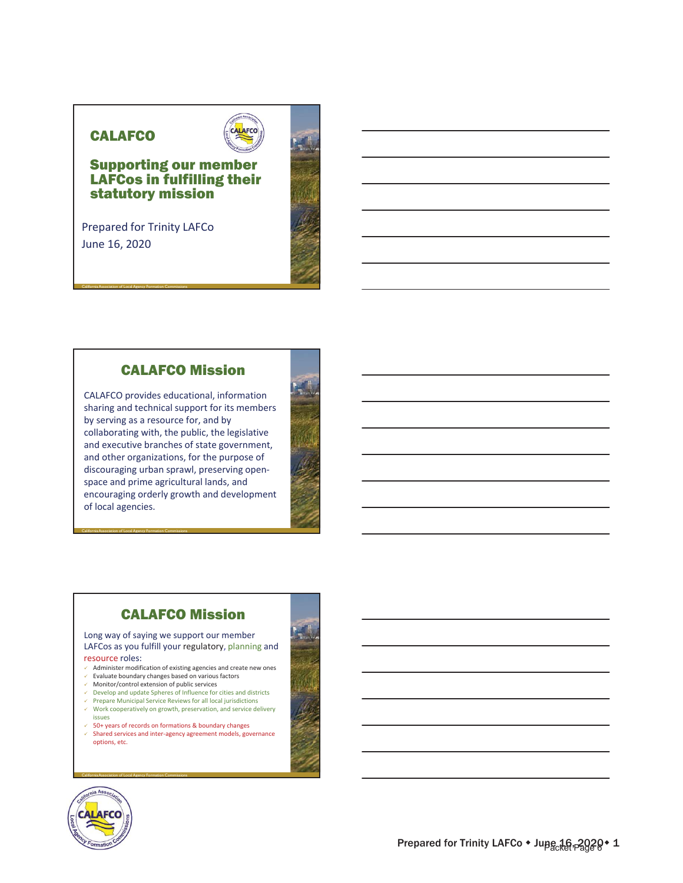## CALAFCO

### Supporting our member LAFCos in fulfilling their statutory mission

Prepared for Trinity LAFCo
June 16, 2020

California Association of Local Agency Formation Commissions

## CALAFCO Mission

CALAFCO provides educational, information sharing and technical support for its members by serving as a resource for, and by collaborating with, the public, the legislative and executive branches of state government, and other organizations, for the purpose of discouraging urban sprawl, preserving open-space and prime agricultural lands, and encouraging orderly growth and development of local agencies.

California Association of Local Agency Formation Commissions

## CALAFCO Mission

Long way of saying we support our member LAFCos as you fulfill your regulatory, planning and resource roles:

- Administer modification of existing agencies and create new ones
- Evaluate boundary changes based on various factors
- Monitor/control extension of public services
- Develop and update Spheres of Influence for cities and districts
- Prepare Municipal Service Reviews for all local jurisdictions
- Work cooperatively on growth, preservation, and service delivery issues
- 50+ years of records on formations & boundary changes
- Shared services and inter-agency agreement models, governance options, etc.

California Association of Local Agency Formation Commissions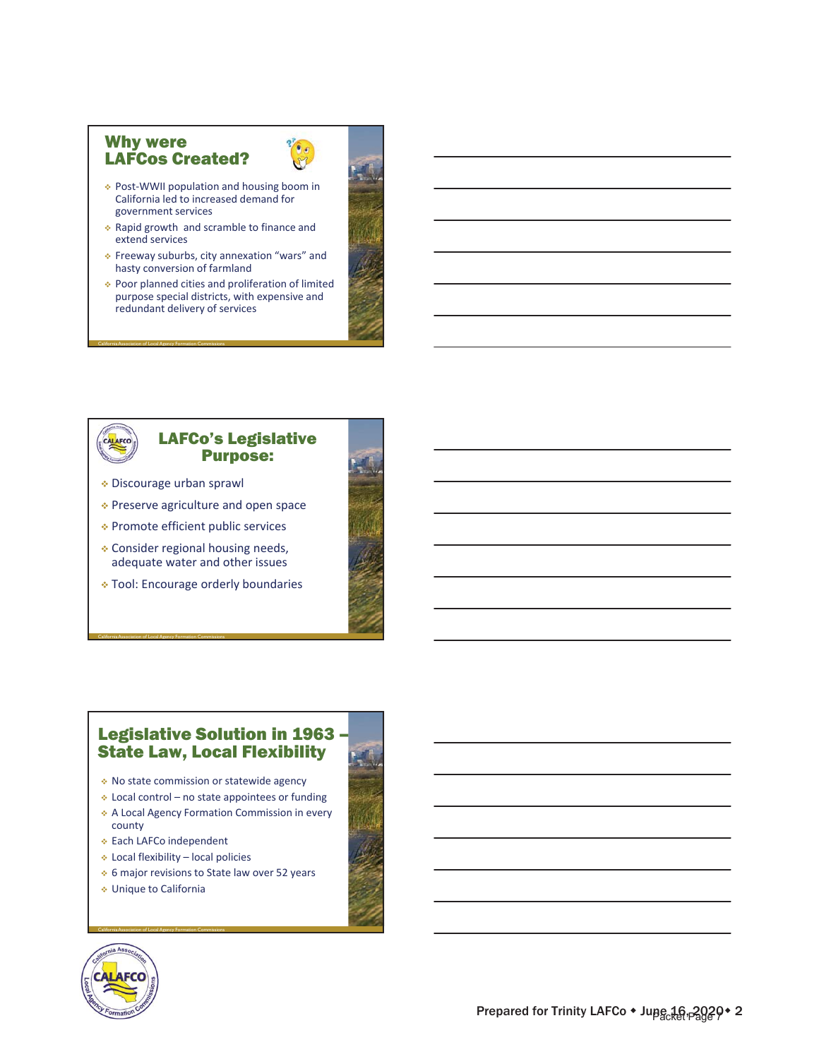## Why were LAFCos Created?

- Post-WWII population and housing boom in California led to increased demand for government services
- Rapid growth and scramble to finance and extend services
- Freeway suburbs, city annexation "wars" and hasty conversion of farmland
- Poor planned cities and proliferation of limited purpose special districts, with expensive and redundant delivery of services

## LAFCo's Legislative Purpose:

- Discourage urban sprawl
- Preserve agriculture and open space
- Promote efficient public services
- Consider regional housing needs, adequate water and other issues
- Tool: Encourage orderly boundaries

## Legislative Solution in 1963 – State Law, Local Flexibility

- No state commission or statewide agency
- Local control – no state appointees or funding
- A Local Agency Formation Commission in every county
- Each LAFCo independent
- Local flexibility – local policies
- 6 major revisions to State law over 52 years
- Unique to California

Prepared for Trinity LAFCo ◆ June 16, 2020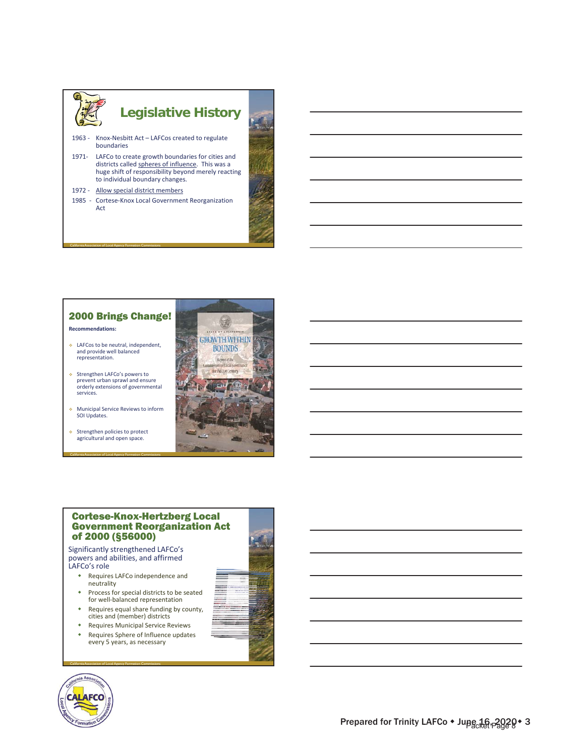## Legislative History

1963 - Knox-Nesbitt Act – LAFCos created to regulate boundaries

1971- LAFCo to create growth boundaries for cities and districts called spheres of influence. This was a huge shift of responsibility beyond merely reacting to individual boundary changes.

1972 - Allow special district members

1985 - Cortese-Knox Local Government Reorganization Act

## 2000 Brings Change!

**Recommendations:**

- LAFCos to be neutral, independent, and provide well balanced representation.
- Strengthen LAFCo's powers to prevent urban sprawl and ensure orderly extensions of governmental services.
- Municipal Service Reviews to inform SOI Updates.
- Strengthen policies to protect agricultural and open space.

STATE OF CALIFORNIA
GROWTH WITHIN BOUNDS
Report of the Commission on Local Governance for the 21st Century

## Cortese-Knox-Hertzberg Local Government Reorganization Act of 2000 (§56000)

Significantly strengthened LAFCo's powers and abilities, and affirmed LAFCo's role

- Requires LAFCo independence and neutrality
- Process for special districts to be seated for well-balanced representation
- Requires equal share funding by county, cities and (member) districts
- Requires Municipal Service Reviews
- Requires Sphere of Influence updates every 5 years, as necessary

Prepared for Trinity LAFCo ◆ June 16, 2020 ◆ 3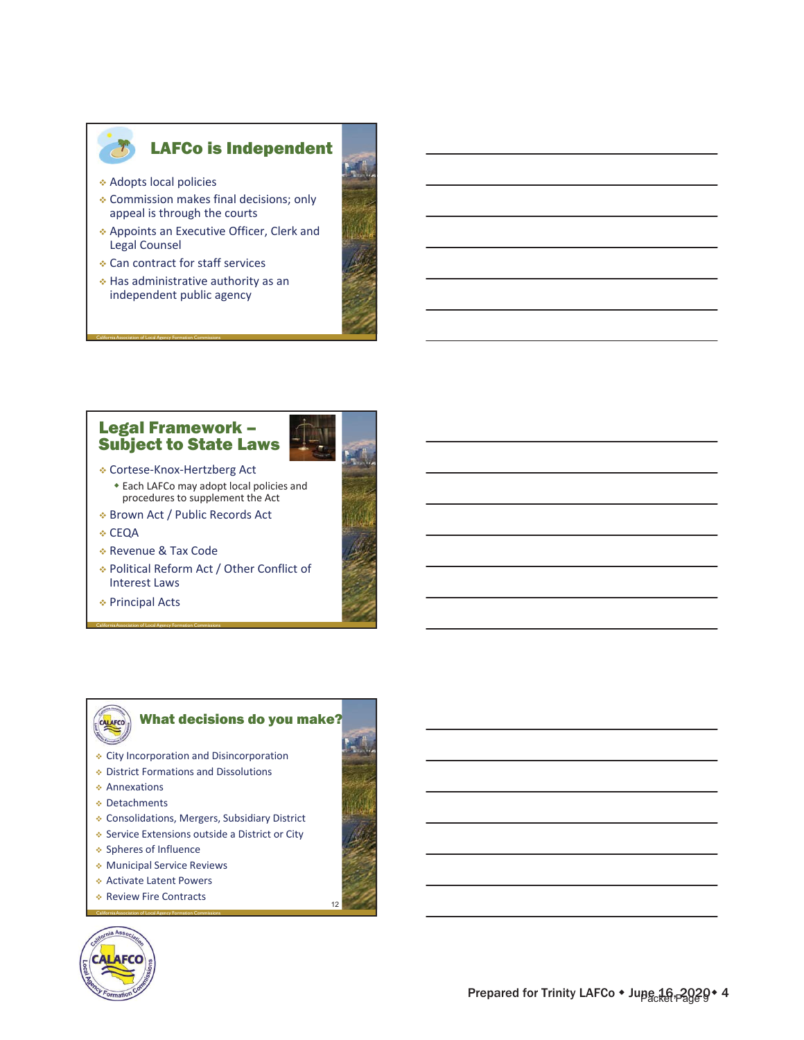## LAFCo is Independent

- Adopts local policies
- Commission makes final decisions; only appeal is through the courts
- Appoints an Executive Officer, Clerk and Legal Counsel
- Can contract for staff services
- Has administrative authority as an independent public agency

## Legal Framework – Subject to State Laws

- Cortese-Knox-Hertzberg Act
  - Each LAFCo may adopt local policies and procedures to supplement the Act
- Brown Act / Public Records Act
- CEQA
- Revenue & Tax Code
- Political Reform Act / Other Conflict of Interest Laws
- Principal Acts

## What decisions do you make?

- City Incorporation and Disincorporation
- District Formations and Dissolutions
- Annexations
- Detachments
- Consolidations, Mergers, Subsidiary District
- Service Extensions outside a District or City
- Spheres of Influence
- Municipal Service Reviews
- Activate Latent Powers
- Review Fire Contracts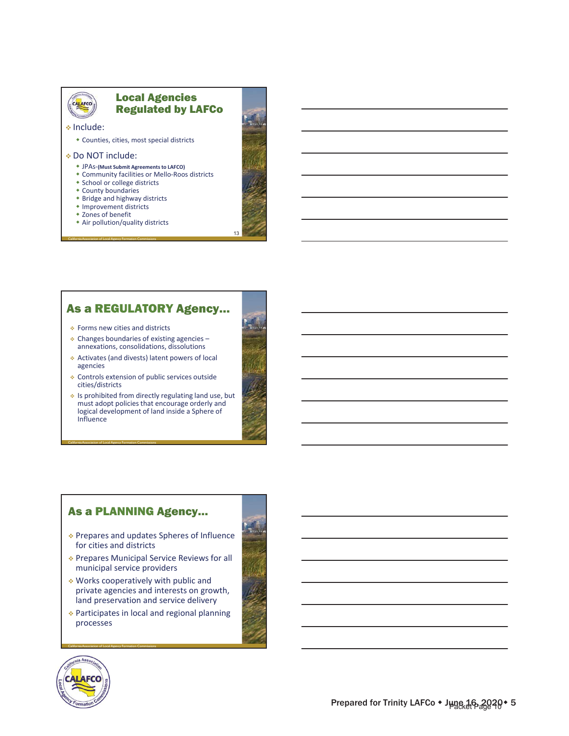## Local Agencies Regulated by LAFCo

- Include:
  - Counties, cities, most special districts
- Do NOT include:
  - JPAs-**(Must Submit Agreements to LAFCO)**
  - Community facilities or Mello-Roos districts
  - School or college districts
  - County boundaries
  - Bridge and highway districts
  - Improvement districts
  - Zones of benefit
  - Air pollution/quality districts

## As a REGULATORY Agency…

- Forms new cities and districts
- Changes boundaries of existing agencies – annexations, consolidations, dissolutions
- Activates (and divests) latent powers of local agencies
- Controls extension of public services outside cities/districts
- Is prohibited from directly regulating land use, but must adopt policies that encourage orderly and logical development of land inside a Sphere of Influence

## As a PLANNING Agency…

- Prepares and updates Spheres of Influence for cities and districts
- Prepares Municipal Service Reviews for all municipal service providers
- Works cooperatively with public and private agencies and interests on growth, land preservation and service delivery
- Participates in local and regional planning processes

Prepared for Trinity LAFCo ◆ June 16, 2020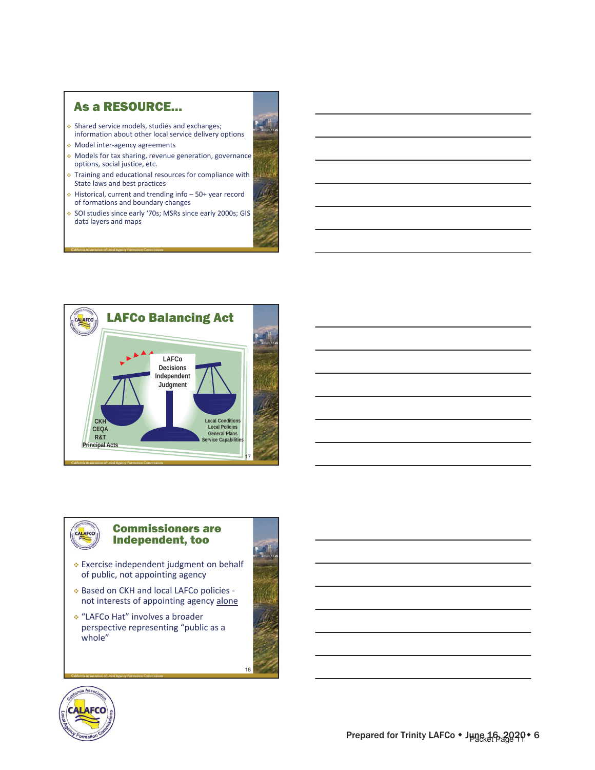## As a RESOURCE…

- Shared service models, studies and exchanges; information about other local service delivery options
- Model inter-agency agreements
- Models for tax sharing, revenue generation, governance options, social justice, etc.
- Training and educational resources for compliance with State laws and best practices
- Historical, current and trending info – 50+ year record of formations and boundary changes
- SOI studies since early '70s; MSRs since early 2000s; GIS data layers and maps

## LAFCo Balancing Act

LAFCo Decisions Independent Judgment

CKH
CEQA
R&T
Principal Acts

Local Conditions
Local Policies
General Plans
Service Capabilities

## Commissioners are Independent, too

- Exercise independent judgment on behalf of public, not appointing agency
- Based on CKH and local LAFCo policies - not interests of appointing agency alone
- "LAFCo Hat" involves a broader perspective representing "public as a whole"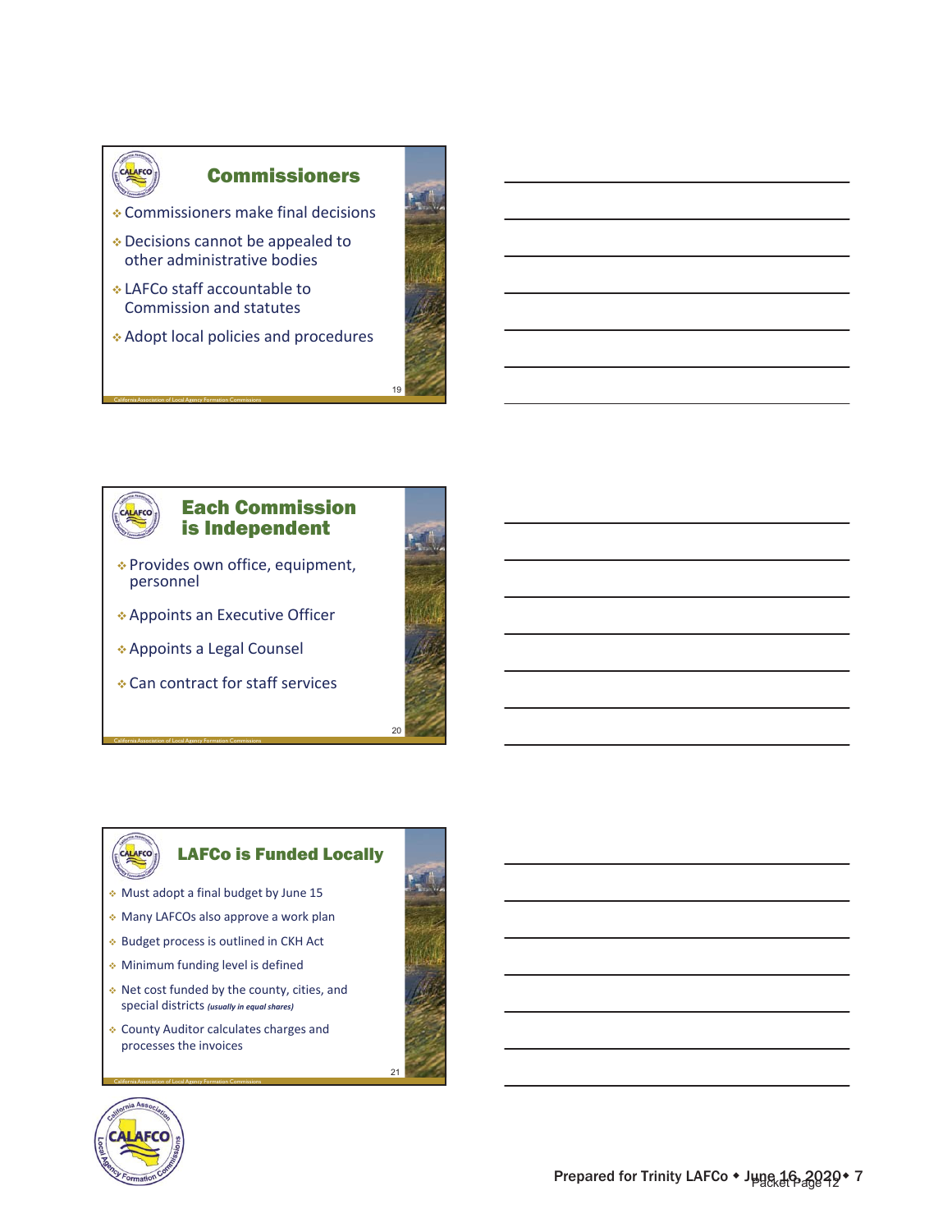## Commissioners

- Commissioners make final decisions
- Decisions cannot be appealed to other administrative bodies
- LAFCo staff accountable to Commission and statutes
- Adopt local policies and procedures

## Each Commission is Independent

- Provides own office, equipment, personnel
- Appoints an Executive Officer
- Appoints a Legal Counsel
- Can contract for staff services

## LAFCo is Funded Locally

- Must adopt a final budget by June 15
- Many LAFCOs also approve a work plan
- Budget process is outlined in CKH Act
- Minimum funding level is defined
- Net cost funded by the county, cities, and special districts *(usually in equal shares)*
- County Auditor calculates charges and processes the invoices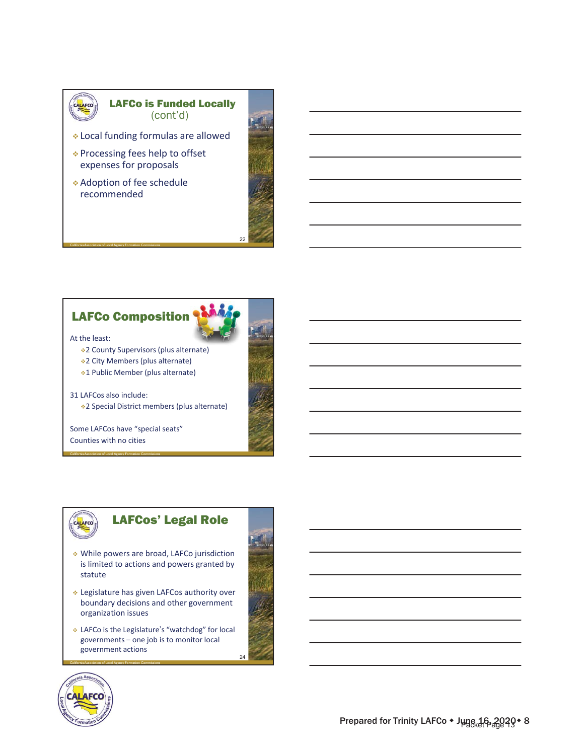## LAFCo is Funded Locally (cont'd)

- Local funding formulas are allowed
- Processing fees help to offset expenses for proposals
- Adoption of fee schedule recommended

## LAFCo Composition

At the least:

- 2 County Supervisors (plus alternate)
- 2 City Members (plus alternate)
- 1 Public Member (plus alternate)

31 LAFCos also include:

- 2 Special District members (plus alternate)

Some LAFCos have "special seats"

Counties with no cities

## LAFCos' Legal Role

- While powers are broad, LAFCo jurisdiction is limited to actions and powers granted by statute
- Legislature has given LAFCos authority over boundary decisions and other government organization issues
- LAFCo is the Legislature's "watchdog" for local governments – one job is to monitor local government actions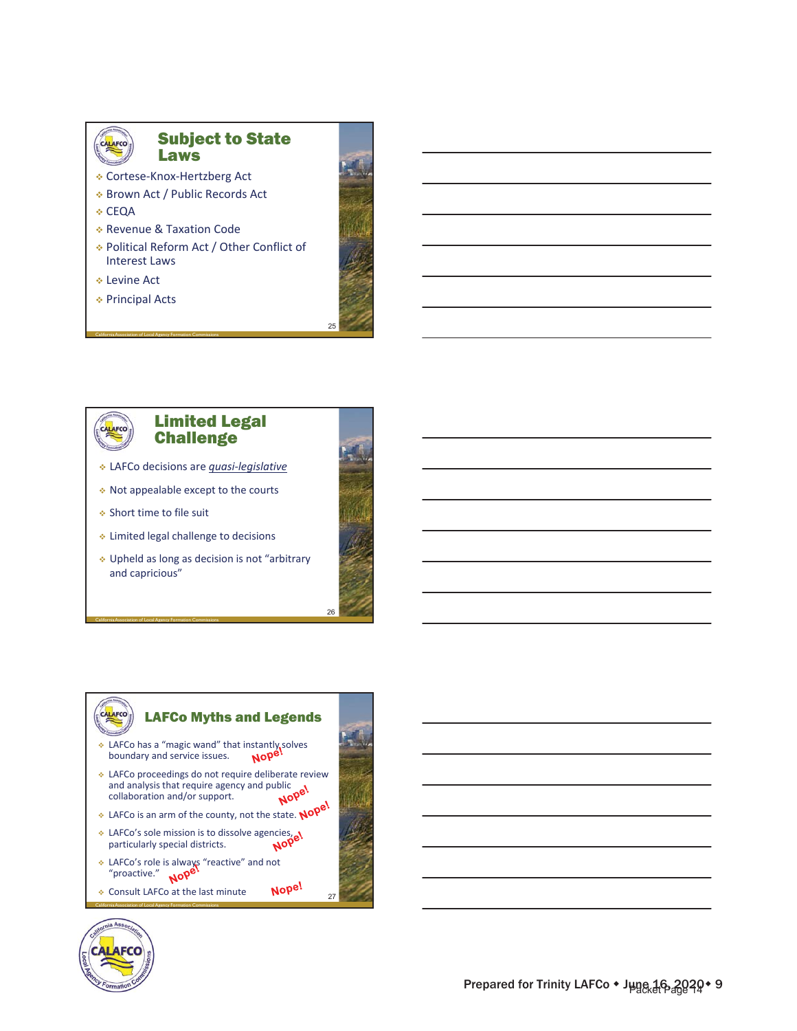## Subject to State Laws

- Cortese-Knox-Hertzberg Act
- Brown Act / Public Records Act
- CEQA
- Revenue & Taxation Code
- Political Reform Act / Other Conflict of Interest Laws
- Levine Act
- Principal Acts

## Limited Legal Challenge

- LAFCo decisions are ***quasi-legislative***
- Not appealable except to the courts
- Short time to file suit
- Limited legal challenge to decisions
- Upheld as long as decision is not "arbitrary and capricious"

## LAFCo Myths and Legends

- LAFCo has a "magic wand" that instantly solves boundary and service issues. **Nope!**
- LAFCo proceedings do not require deliberate review and analysis that require agency and public collaboration and/or support. **Nope!**
- LAFCo is an arm of the county, not the state. **Nope!**
- LAFCo's sole mission is to dissolve agencies, particularly special districts. **Nope!**
- LAFCo's role is always "reactive" and not "proactive." **Nope!**
- Consult LAFCo at the last minute **Nope!**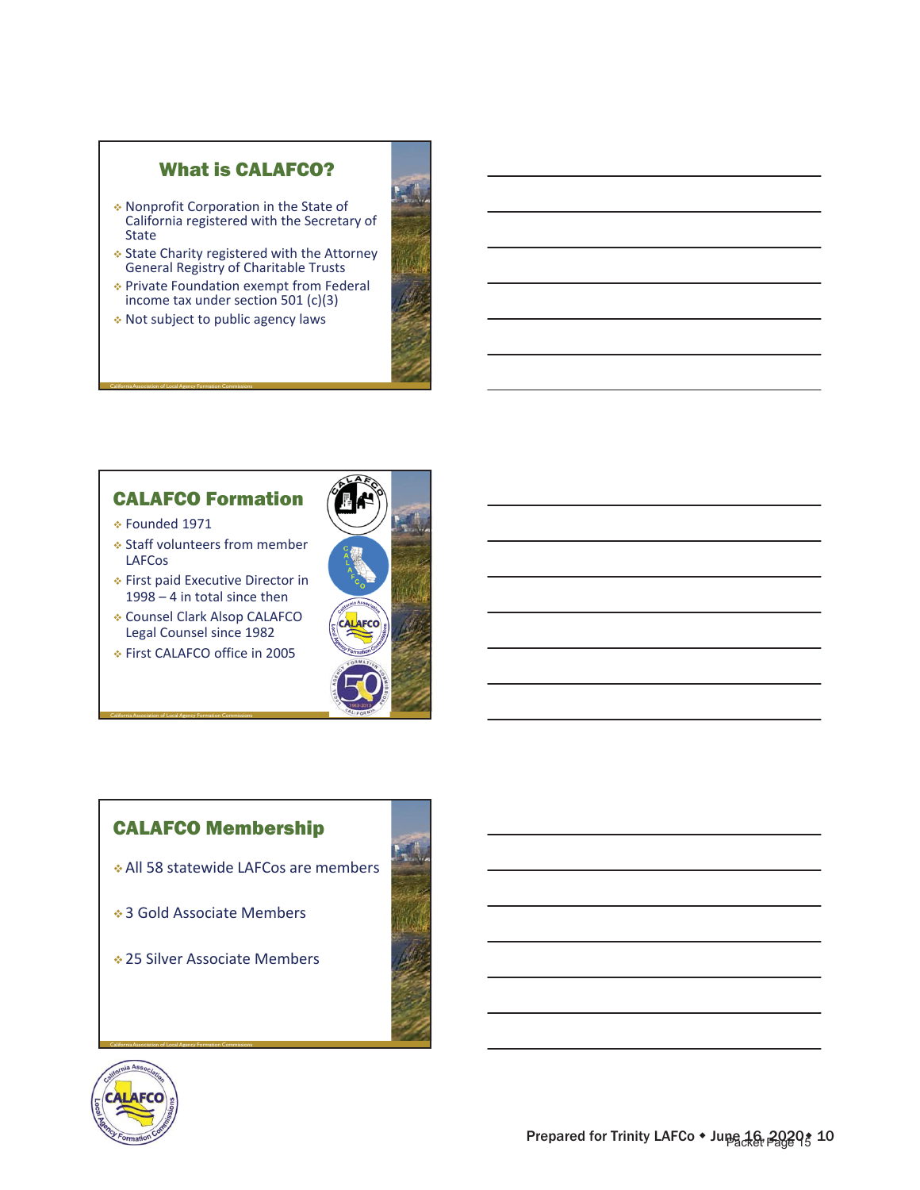## What is CALAFCO?

- Nonprofit Corporation in the State of California registered with the Secretary of State
- State Charity registered with the Attorney General Registry of Charitable Trusts
- Private Foundation exempt from Federal income tax under section 501 (c)(3)
- Not subject to public agency laws

## CALAFCO Formation

- Founded 1971
- Staff volunteers from member LAFCos
- First paid Executive Director in 1998 – 4 in total since then
- Counsel Clark Alsop CALAFCO Legal Counsel since 1982
- First CALAFCO office in 2005

## CALAFCO Membership

- All 58 statewide LAFCos are members
- 3 Gold Associate Members
- 25 Silver Associate Members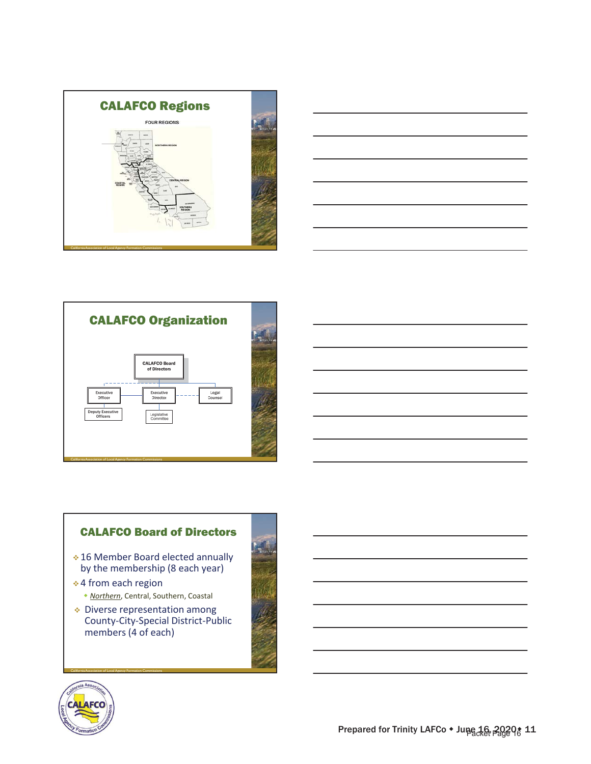## CALAFCO Regions

FOUR REGIONS

NORTHERN REGION

COASTAL REGION

CENTRAL REGION

SOUTHERN REGION

California Association of Local Agency Formation Commissions

## CALAFCO Organization

- CALAFCO Board of Directors
  - Executive Officer
    - Deputy Executive Officers
  - Executive Director
    - Legislative Committee
  - Legal Counsel

California Association of Local Agency Formation Commissions

## CALAFCO Board of Directors

- 16 Member Board elected annually by the membership (8 each year)
- 4 from each region
  - *Northern*, Central, Southern, Coastal
- Diverse representation among County-City-Special District-Public members (4 of each)

California Association of Local Agency Formation Commissions

Prepared for Trinity LAFCo ◆ June 16, 2020 ◆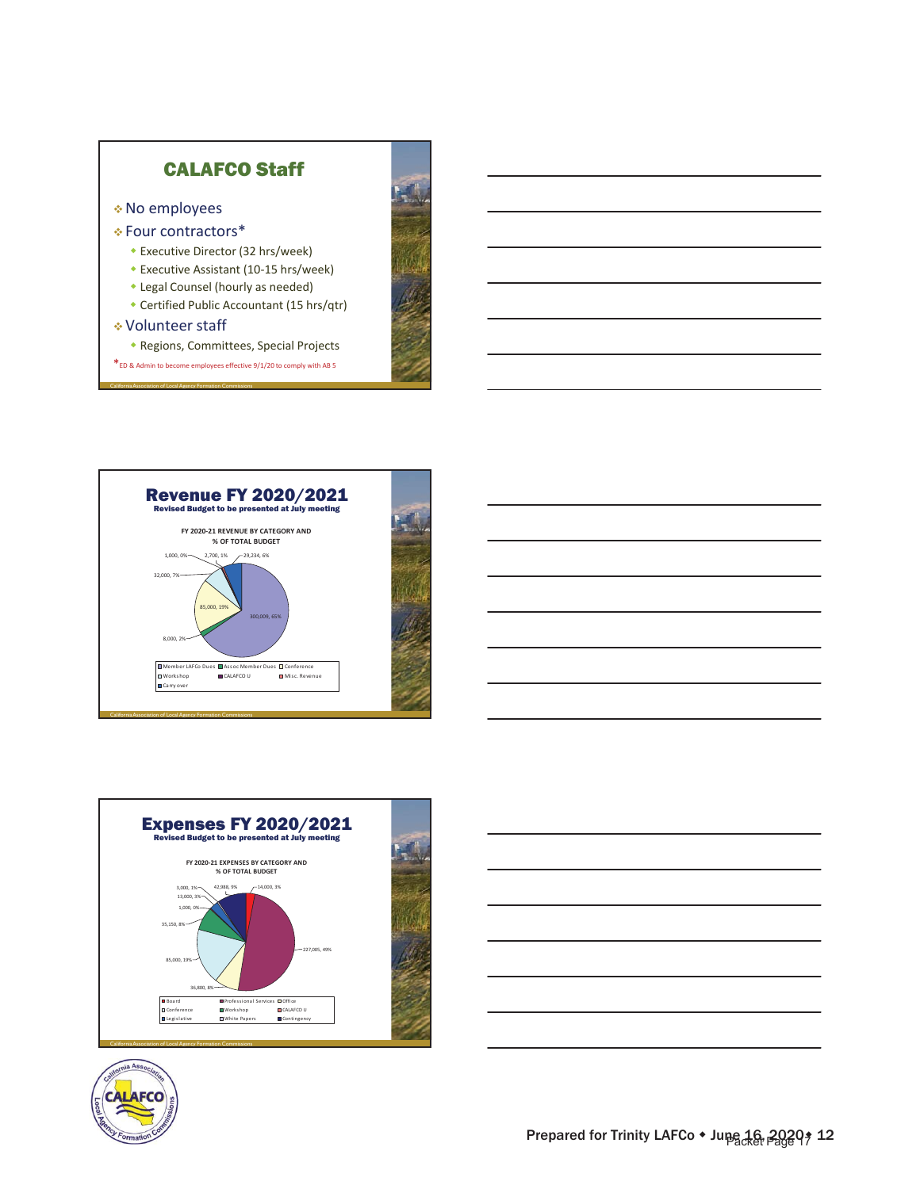## CALAFCO Staff

- No employees
- Four contractors*
  - Executive Director (32 hrs/week)
  - Executive Assistant (10-15 hrs/week)
  - Legal Counsel (hourly as needed)
  - Certified Public Accountant (15 hrs/qtr)
- Volunteer staff
  - Regions, Committees, Special Projects

*ED & Admin to become employees effective 9/1/20 to comply with AB 5

California Association of Local Agency Formation Commissions

## Revenue FY 2020/2021

**Revised Budget to be presented at July meeting**

**FY 2020-21 REVENUE BY CATEGORY AND % OF TOTAL BUDGET**

| Category | Amount | % |
|---|---|---|
| Member LAFCo Dues | 300,009 | 65% |
| Assoc Member Dues | 8,000 | 2% |
| Conference | 85,000 | 19% |
| Workshop | 32,000 | 7% |
| CALAFCO U | 1,000 | 0% |
| Misc. Revenue | 2,700 | 1% |
| Carry over | 29,234 | 6% |

California Association of Local Agency Formation Commissions

## Expenses FY 2020/2021

**Revised Budget to be presented at July meeting**

**FY 2020-21 EXPENSES BY CATEGORY AND % OF TOTAL BUDGET**

| Category | Amount | % |
|---|---|---|
| Board | 14,000 | 3% |
| Professional Services | 227,005 | 49% |
| Office | 36,800 | 8% |
| Conference | 85,000 | 19% |
| Workshop | 35,150 | 8% |
| CALAFCO U | 1,000 | 0% |
| Legislative | 13,000 | 3% |
| White Papers | 3,000 | 1% |
| Contingency | 42,988 | 9% |

California Association of Local Agency Formation Commissions

Prepared for Trinity LAFCo • June 16, 2020 • 12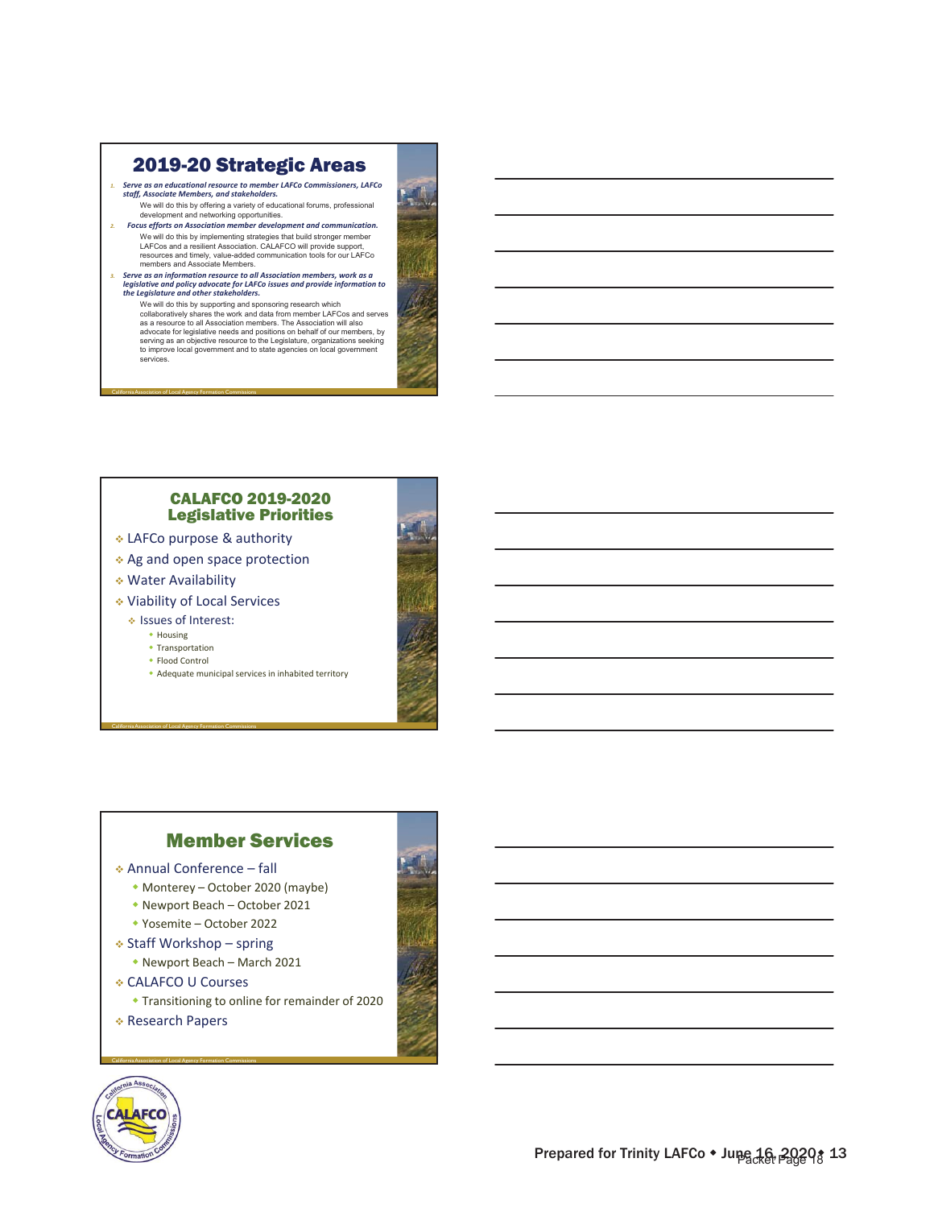## 2019-20 Strategic Areas

1. ***Serve as an educational resource to member LAFCo Commissioners, LAFCo staff, Associate Members, and stakeholders.***

   We will do this by offering a variety of educational forums, professional development and networking opportunities.

2. ***Focus efforts on Association member development and communication.***

   We will do this by implementing strategies that build stronger member LAFCos and a resilient Association. CALAFCO will provide support, resources and timely, value-added communication tools for our LAFCo members and Associate Members.

3. ***Serve as an information resource to all Association members, work as a legislative and policy advocate for LAFCo issues and provide information to the Legislature and other stakeholders.***

   We will do this by supporting and sponsoring research which collaboratively shares the work and data from member LAFCos and serves as a resource to all Association members. The Association will also advocate for legislative needs and positions on behalf of our members, by serving as an objective resource to the Legislature, organizations seeking to improve local government and to state agencies on local government services.

California Association of Local Agency Formation Commissions

## CALAFCO 2019-2020 Legislative Priorities

- LAFCo purpose & authority
- Ag and open space protection
- Water Availability
- Viability of Local Services
  - Issues of Interest:
    - Housing
    - Transportation
    - Flood Control
    - Adequate municipal services in inhabited territory

California Association of Local Agency Formation Commissions

## Member Services

- Annual Conference – fall
  - Monterey – October 2020 (maybe)
  - Newport Beach – October 2021
  - Yosemite – October 2022
- Staff Workshop – spring
  - Newport Beach – March 2021
- CALAFCO U Courses
  - Transitioning to online for remainder of 2020
- Research Papers

California Association of Local Agency Formation Commissions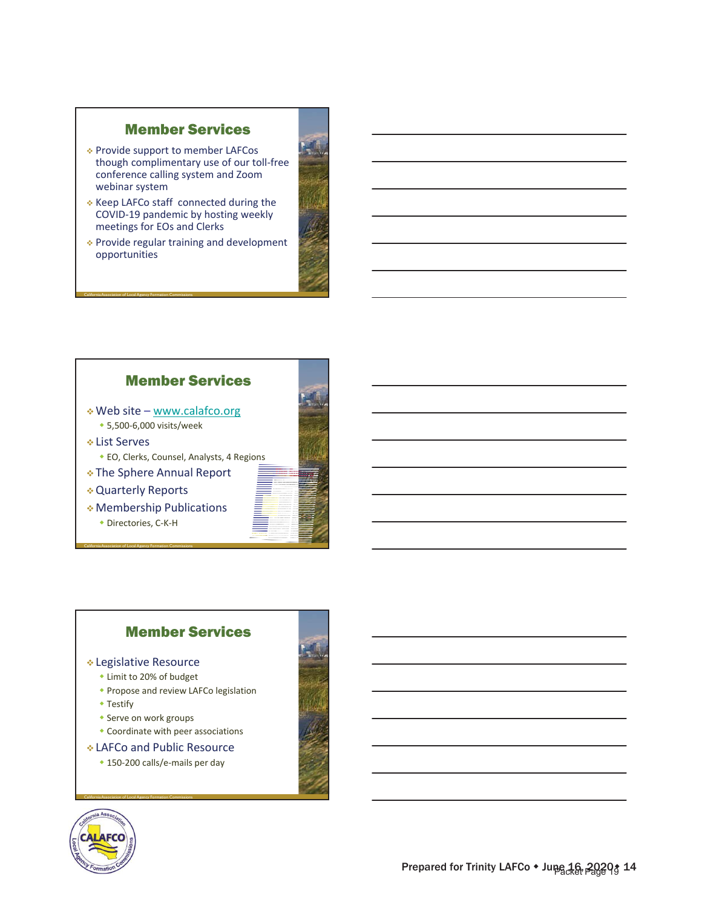## Member Services

- Provide support to member LAFCos though complimentary use of our toll-free conference calling system and Zoom webinar system
- Keep LAFCo staff connected during the COVID-19 pandemic by hosting weekly meetings for EOs and Clerks
- Provide regular training and development opportunities

## Member Services

- Web site – www.calafco.org
  - 5,500-6,000 visits/week
- List Serves
  - EO, Clerks, Counsel, Analysts, 4 Regions
- The Sphere Annual Report
- Quarterly Reports
- Membership Publications
  - Directories, C-K-H

## Member Services

- Legislative Resource
  - Limit to 20% of budget
  - Propose and review LAFCo legislation
  - Testify
  - Serve on work groups
  - Coordinate with peer associations
- LAFCo and Public Resource
  - 150-200 calls/e-mails per day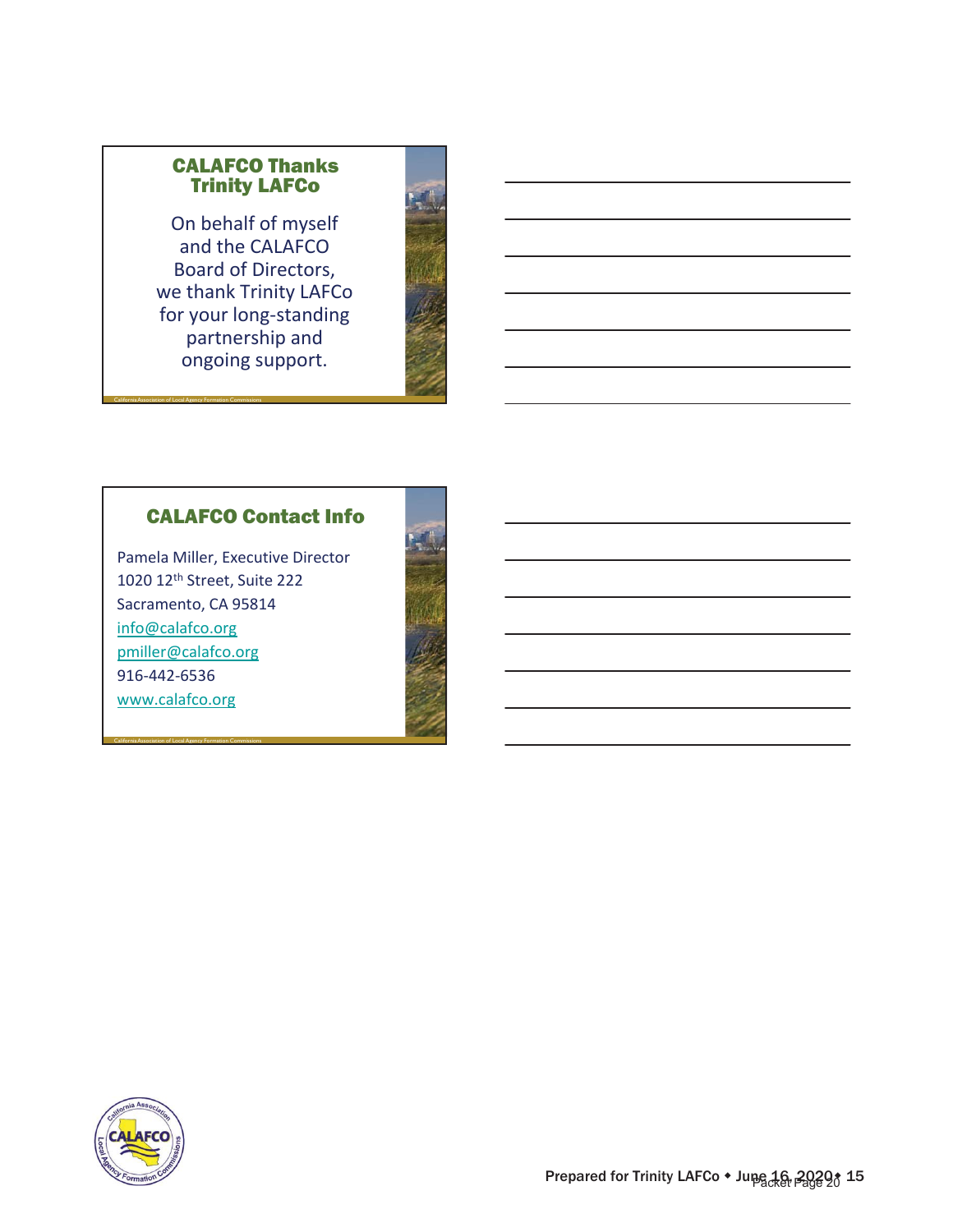## CALAFCO Thanks Trinity LAFCo

On behalf of myself and the CALAFCO Board of Directors, we thank Trinity LAFCo for your long-standing partnership and ongoing support.

California Association of Local Agency Formation Commissions

## CALAFCO Contact Info

Pamela Miller, Executive Director
1020 12th Street, Suite 222
Sacramento, CA 95814
info@calafco.org
pmiller@calafco.org
916-442-6536
www.calafco.org

California Association of Local Agency Formation Commissions